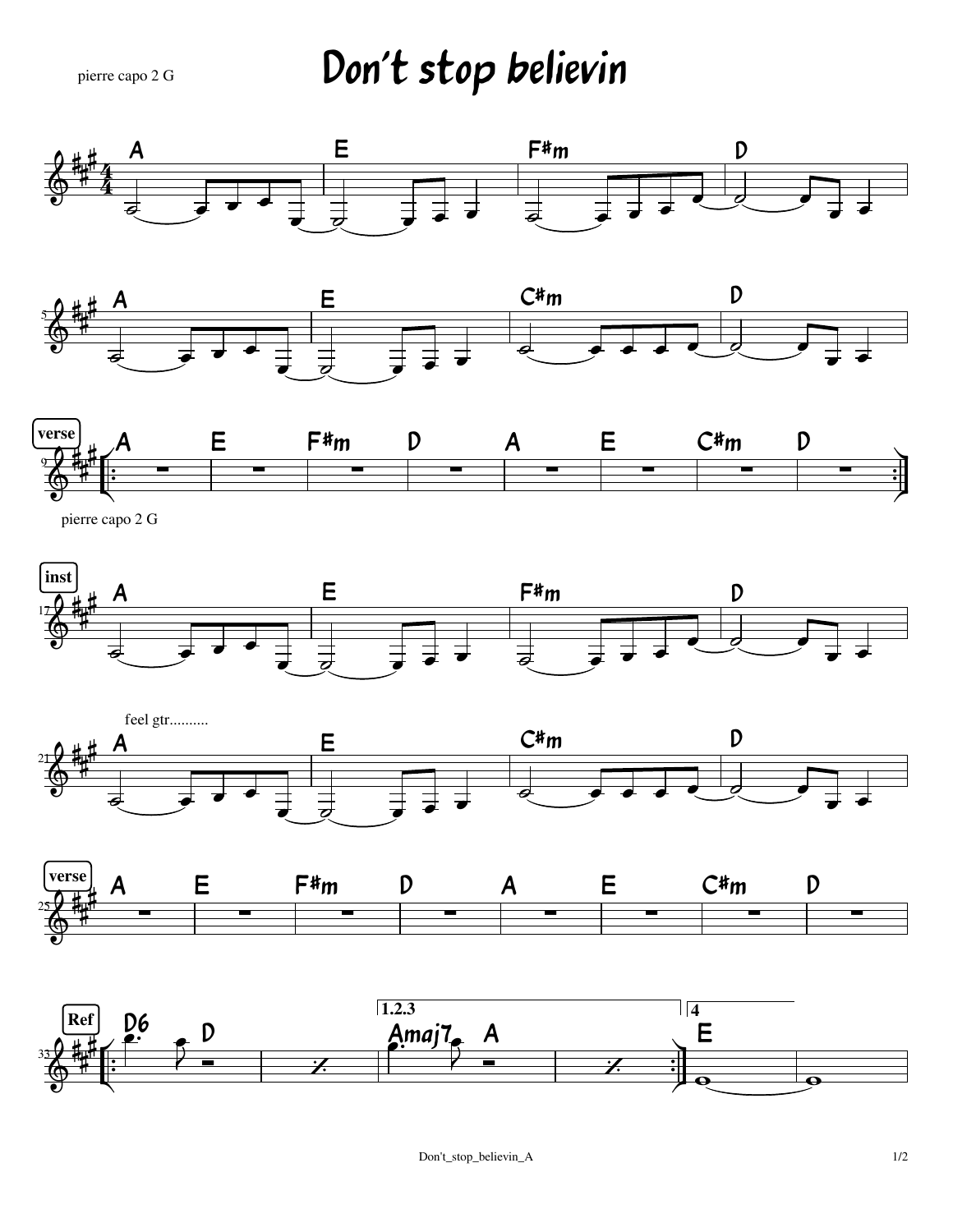pierre capo 2 G

# Don't stop believin

**A** | **E** | **F#m** | **D**

**A** | **E** | **C#m** | **D**

**verse**

**A** | **E** | **F#m** | **D** | **A** | **E** | **C#m** | **D**

pierre capo 2 G

**inst**

**A** | **E** | **F#m** | **D**

feel gtr..........

**A** | **E** | **C#m** | **D**

**verse**

**A** | **E** | **F#m** | **D** | **A** | **E** | **C#m** | **D**

**Ref**

**D6** **D** | % | 1.2.3 **Amaj7** **A** | % | 4 **E** |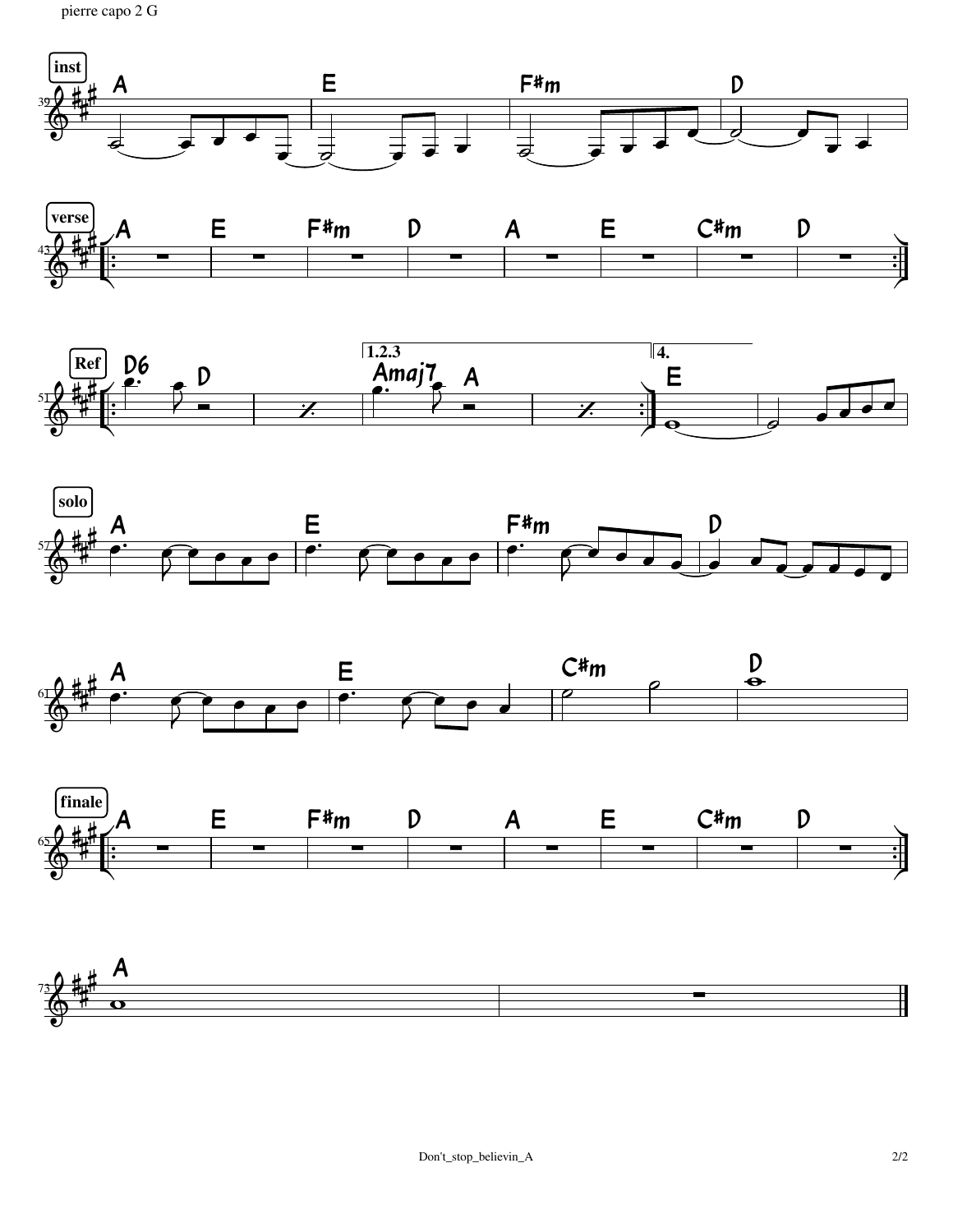pierre capo 2 G